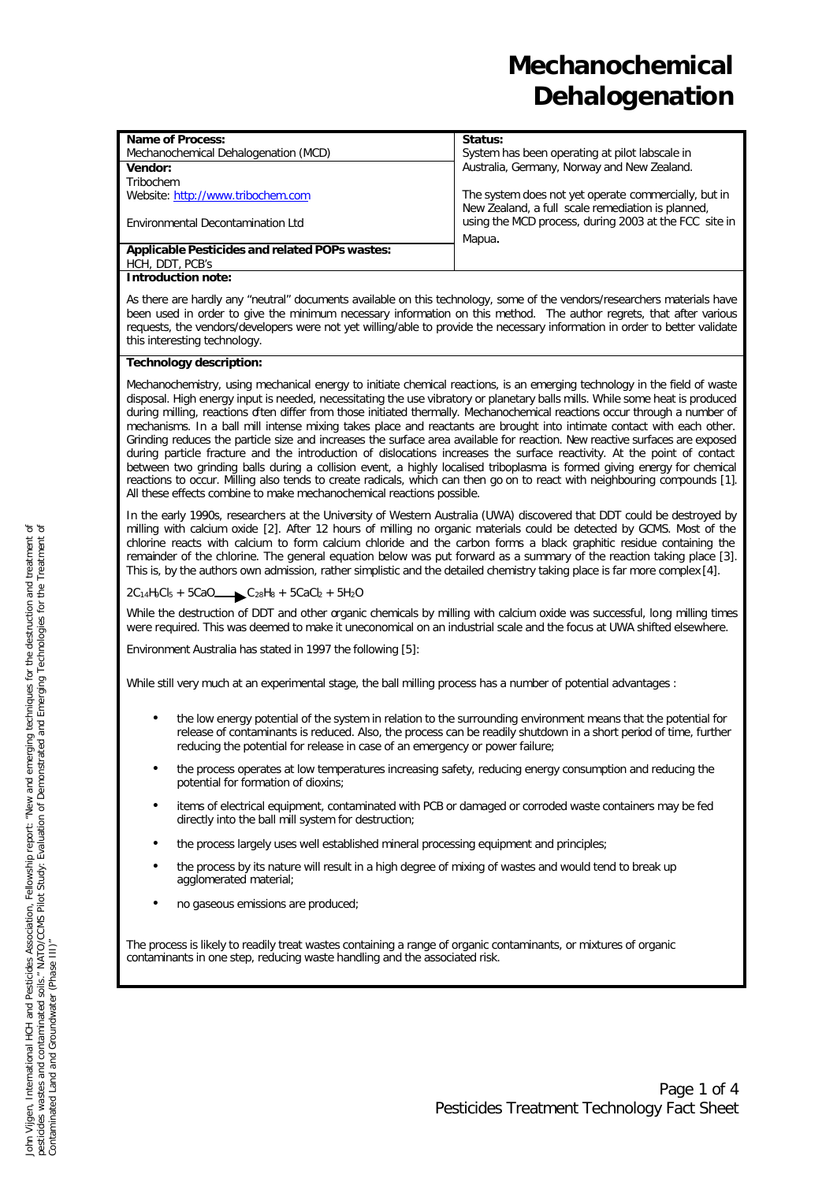# Mechanochemical Dehalogenation

| **Name of Process:** Mechanochemical Dehalogenation (MCD) | **Status:** System has been operating at pilot labscale in Australia, Germany, Norway and New Zealand. The system does not yet operate commercially, but in New Zealand, a full scale remediation is planned, using the MCD process, during 2003 at the FCC site in Mapua. |
|---|---|
| **Vendor:** Tribochem Website: http://www.tribochem.com Environmental Decontamination Ltd | |
| **Applicable Pesticides and related POPs wastes:** HCH, DDT, PCB's | |

**Introduction note:**

As there are hardly any "neutral" documents available on this technology, some of the vendors/researchers materials have been used in order to give the minimum necessary information on this method. The author regrets, that after various requests, the vendors/developers were not yet willing/able to provide the necessary information in order to better validate this interesting technology.

**Technology description:**

Mechanochemistry, using mechanical energy to initiate chemical reactions, is an emerging technology in the field of waste disposal. High energy input is needed, necessitating the use vibratory or planetary balls mills. While some heat is produced during milling, reactions often differ from those initiated thermally. Mechanochemical reactions occur through a number of mechanisms. In a ball mill intense mixing takes place and reactants are brought into intimate contact with each other. Grinding reduces the particle size and increases the surface area available for reaction. New reactive surfaces are exposed during particle fracture and the introduction of dislocations increases the surface reactivity. At the point of contact between two grinding balls during a collision event, a highly localised triboplasma is formed giving energy for chemical reactions to occur. Milling also tends to create radicals, which can then go on to react with neighbouring compounds [1]. All these effects combine to make mechanochemical reactions possible.

In the early 1990s, researchers at the University of Western Australia (UWA) discovered that DDT could be destroyed by milling with calcium oxide [2]. After 12 hours of milling no organic materials could be detected by GCMS. Most of the chlorine reacts with calcium to form calcium chloride and the carbon forms a black graphitic residue containing the remainder of the chlorine. The general equation below was put forward as a summary of the reaction taking place [3]. This is, by the authors own admission, rather simplistic and the detailed chemistry taking place is far more complex [4].

$$2C_{14}H_9Cl_5 + 5CaO \rightarrow C_{28}H_8 + 5CaCl_2 + 5H_2O$$

While the destruction of DDT and other organic chemicals by milling with calcium oxide was successful, long milling times were required. This was deemed to make it uneconomical on an industrial scale and the focus at UWA shifted elsewhere.

Environment Australia has stated in 1997 the following [5]:

While still very much at an experimental stage, the ball milling process has a number of potential advantages :

- the low energy potential of the system in relation to the surrounding environment means that the potential for release of contaminants is reduced. Also, the process can be readily shutdown in a short period of time, further reducing the potential for release in case of an emergency or power failure;
- the process operates at low temperatures increasing safety, reducing energy consumption and reducing the potential for formation of dioxins;
- items of electrical equipment, contaminated with PCB or damaged or corroded waste containers may be fed directly into the ball mill system for destruction;
- the process largely uses well established mineral processing equipment and principles;
- the process by its nature will result in a high degree of mixing of wastes and would tend to break up agglomerated material;
- no gaseous emissions are produced;

The process is likely to readily treat wastes containing a range of organic contaminants, or mixtures of organic contaminants in one step, reducing waste handling and the associated risk.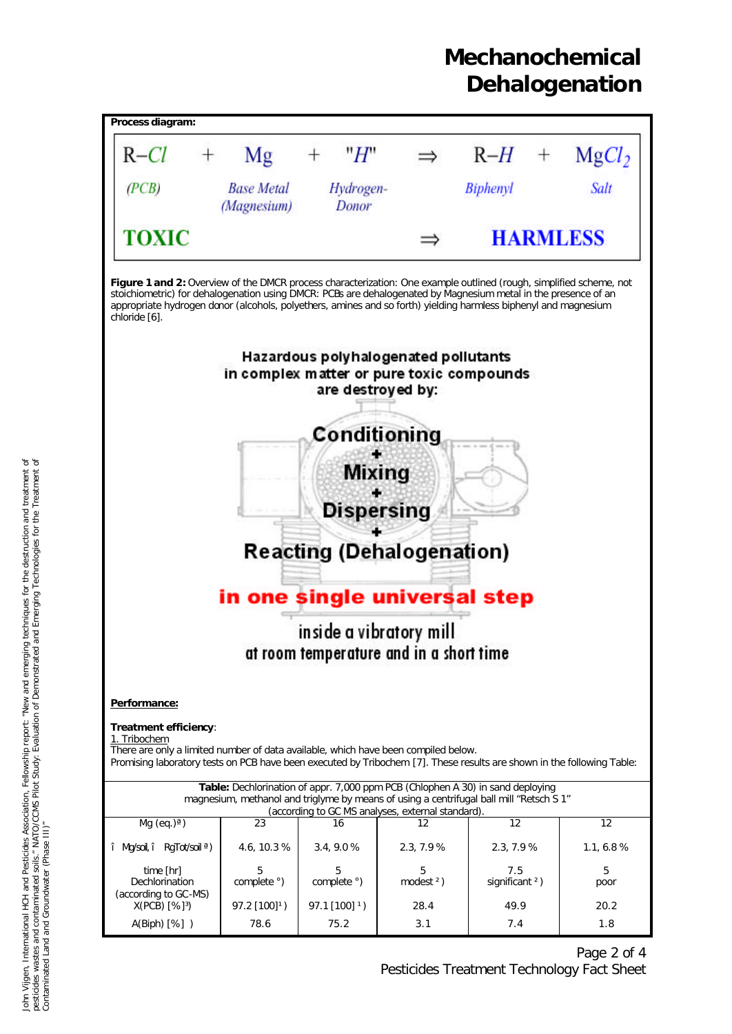# Mechanochemical Dehalogenation

**Process diagram:**

| $R{-}Cl$ | + | $Mg$ | + | "$H$" | ⇒ | $R{-}H$ | + | $MgCl_2$ |
|---|---|---|---|---|---|---|---|---|
| *(PCB)* | | *Base Metal (Magnesium)* | | *Hydrogen-Donor* | | *Biphenyl* | | *Salt* |
| **TOXIC** | | | | | ⇒ | **HARMLESS** | | |

**Figure 1 and 2:** Overview of the DMCR process characterization: One example outlined (rough, simplified scheme, not stoichiometric) for dehalogenation using DMCR: PCBs are dehalogenated by Magnesium metal in the presence of an appropriate hydrogen donor (alcohols, polyethers, amines and so forth) yielding harmless biphenyl and magnesium chloride [6].

Hazardous polyhalogenated pollutants in complex matter or pure toxic compounds are destroyed by:

**Conditioning + Mixing + Dispersing + Reacting (Dehalogenation)**

**in one single universal step**

inside a vibratory mill at room temperature and in a short time

**Performance:**

**Treatment efficiency**:

1. Tribochem

There are only a limited number of data available, which have been compiled below.
Promising laboratory tests on PCB have been executed by Tribochem [7]. These results are shown in the following Table:

**Table:** Dechlorination of appr. 7,000 ppm PCB (Chlophen A 30) in sand deploying magnesium, methanol and triglyme by means of using a centrifugal ball mill "Retsch S 1" (according to GC MS analyses, external standard).

| Mg (eq.)[a] | 23 | 16 | 12 | 12 | 12 |
|---|---|---|---|---|---|
| î Mg/soil, î RgTot/soil [a] | 4.6, 10.3 % | 3.4, 9.0 % | 2.3, 7.9 % | 2.3, 7.9 % | 1.1, 6.8 % |
| time [hr] | 5 | 5 | 5 | 7.5 | 5 |
| Dechlorination | complete °) | complete °) | modest [2]) | significant [2]) | poor |
| (according to GC-MS) X(PCB) [%][3]) | 97.2 [100][1]) | 97.1 [100][1]) | 28.4 | 49.9 | 20.2 |
| A(Biph) [%] ) | 78.6 | 75.2 | 3.1 | 7.4 | 1.8 |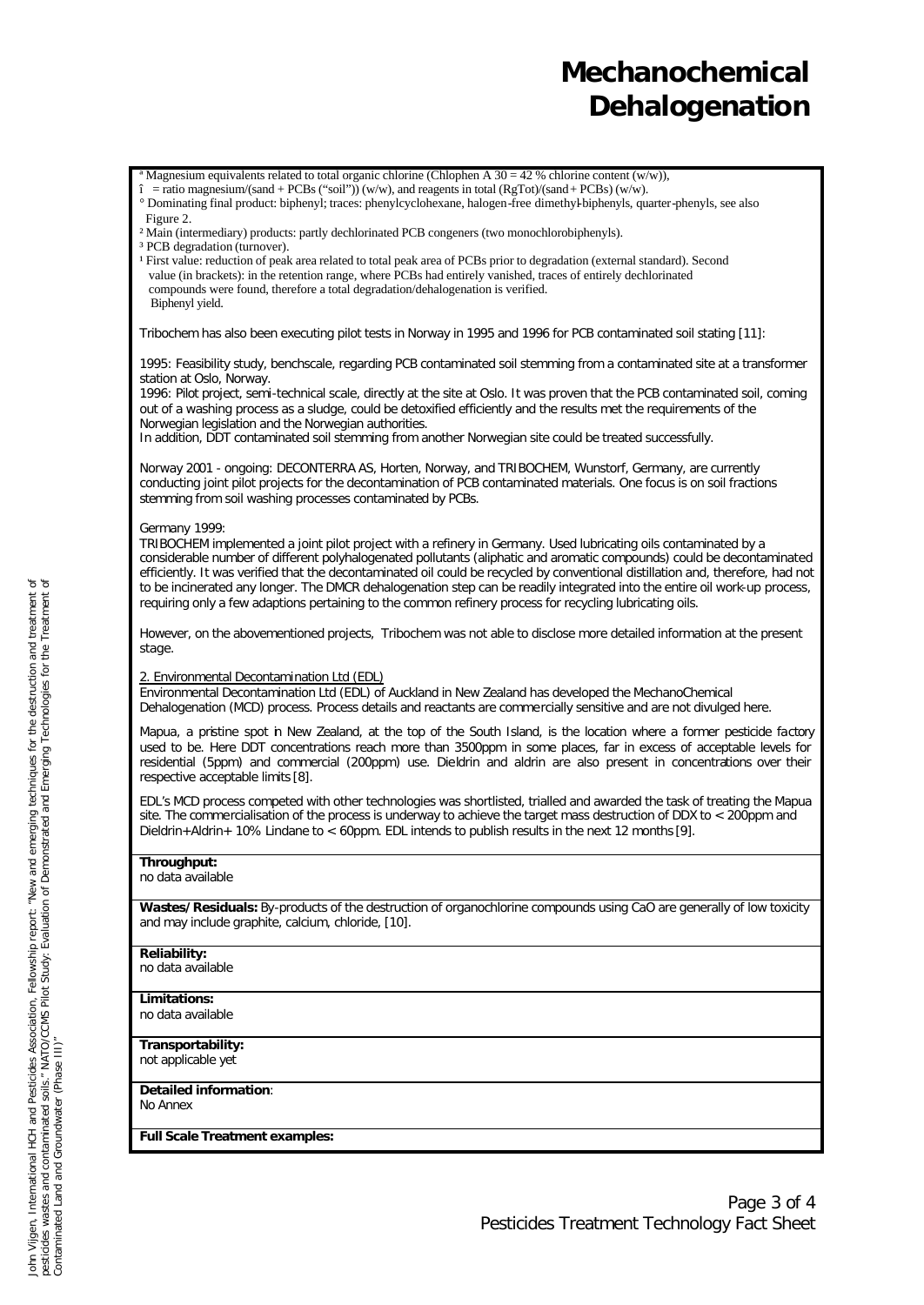# Mechanochemical Dehalogenation

[a] Magnesium equivalents related to total organic chlorine (Chlophen A 30 = 42 % chlorine content (w/w)),
î = ratio magnesium/(sand + PCBs ("soil")) (w/w), and reagents in total (RgTot)/(sand + PCBs) (w/w).
° Dominating final product: biphenyl; traces: phenylcyclohexane, halogen-free dimethyl-biphenyls, quarter-phenyls, see also Figure 2.
[2] Main (intermediary) products: partly dechlorinated PCB congeners (two monochlorobiphenyls).
[3] PCB degradation (turnover).
[1] First value: reduction of peak area related to total peak area of PCBs prior to degradation (external standard). Second value (in brackets): in the retention range, where PCBs had entirely vanished, traces of entirely dechlorinated compounds were found, therefore a total degradation/dehalogenation is verified.
Biphenyl yield.

Tribochem has also been executing pilot tests in Norway in 1995 and 1996 for PCB contaminated soil stating [11]:

1995: Feasibility study, benchscale, regarding PCB contaminated soil stemming from a contaminated site at a transformer station at Oslo, Norway.
1996: Pilot project, semi-technical scale, directly at the site at Oslo. It was proven that the PCB contaminated soil, coming out of a washing process as a sludge, could be detoxified efficiently and the results met the requirements of the Norwegian legislation and the Norwegian authorities.
In addition, DDT contaminated soil stemming from another Norwegian site could be treated successfully.

Norway 2001 - ongoing: DECONTERRA AS, Horten, Norway, and TRIBOCHEM, Wunstorf, Germany, are currently conducting joint pilot projects for the decontamination of PCB contaminated materials. One focus is on soil fractions stemming from soil washing processes contaminated by PCBs.

Germany 1999:
TRIBOCHEM implemented a joint pilot project with a refinery in Germany. Used lubricating oils contaminated by a considerable number of different polyhalogenated pollutants (aliphatic and aromatic compounds) could be decontaminated efficiently. It was verified that the decontaminated oil could be recycled by conventional distillation and, therefore, had not to be incinerated any longer. The DMCR dehalogenation step can be readily integrated into the entire oil work-up process, requiring only a few adaptions pertaining to the common refinery process for recycling lubricating oils.

However, on the abovementioned projects, Tribochem was not able to disclose more detailed information at the present stage.

2. Environmental Decontamination Ltd (EDL)
Environmental Decontamination Ltd (EDL) of Auckland in New Zealand has developed the MechanoChemical Dehalogenation (MCD) process. Process details and reactants are commercially sensitive and are not divulged here.

Mapua, a pristine spot in New Zealand, at the top of the South Island, is the location where a former pesticide factory used to be. Here DDT concentrations reach more than 3500ppm in some places, far in excess of acceptable levels for residential (5ppm) and commercial (200ppm) use. Dieldrin and aldrin are also present in concentrations over their respective acceptable limits [8].

EDL's MCD process competed with other technologies was shortlisted, trialled and awarded the task of treating the Mapua site. The commercialisation of the process is underway to achieve the target mass destruction of DDX to < 200ppm and Dieldrin+Aldrin+ 10% Lindane to < 60ppm. EDL intends to publish results in the next 12 months [9].

**Throughput:**
no data available

**Wastes/Residuals:** By-products of the destruction of organochlorine compounds using CaO are generally of low toxicity and may include graphite, calcium, chloride, [10].

**Reliability:**
no data available

**Limitations:**
no data available

**Transportability:**
not applicable yet

**Detailed information**:
No Annex

**Full Scale Treatment examples:**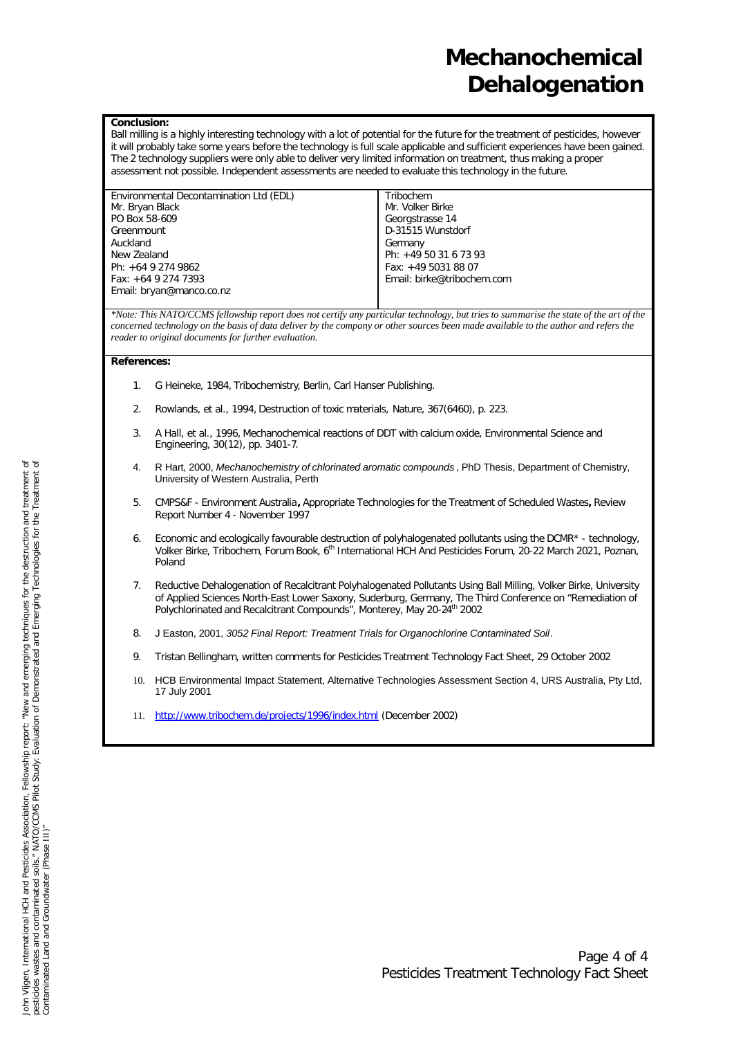# Mechanochemical Dehalogenation

**Conclusion:**

Ball milling is a highly interesting technology with a lot of potential for the future for the treatment of pesticides, however it will probably take some years before the technology is full scale applicable and sufficient experiences have been gained. The 2 technology suppliers were only able to deliver very limited information on treatment, thus making a proper assessment not possible. Independent assessments are needed to evaluate this technology in the future.

| | |
|---|---|
| Environmental Decontamination Ltd (EDL)<br>Mr. Bryan Black<br>PO Box 58-609<br>Greenmount<br>Auckland<br>New Zealand<br>Ph: +64 9 274 9862<br>Fax: +64 9 274 7393<br>Email: bryan@manco.co.nz | Tribochem<br>Mr. Volker Birke<br>Georgstrasse 14<br>D-31515 Wunstdorf<br>Germany<br>Ph: +49 50 31 6 73 93<br>Fax: +49 5031 88 07<br>Email: birke@tribochem.com |

*\*Note: This NATO/CCMS fellowship report does not certify any particular technology, but tries to summarise the state of the art of the concerned technology on the basis of data deliver by the company or other sources been made available to the author and refers the reader to original documents for further evaluation.*

**References:**

1. G Heineke, 1984, Tribochemistry, Berlin, Carl Hanser Publishing.
2. Rowlands, et al., 1994, Destruction of toxic materials, Nature, 367(6460), p. 223.
3. A Hall, et al., 1996, Mechanochemical reactions of DDT with calcium oxide, Environmental Science and Engineering, 30(12), pp. 3401-7.
4. R Hart, 2000, *Mechanochemistry of chlorinated aromatic compounds* , PhD Thesis, Department of Chemistry, University of Western Australia, Perth
5. CMPS&F - Environment Australia**,** Appropriate Technologies for the Treatment of Scheduled Wastes**,** Review Report Number 4 - November 1997
6. Economic and ecologically favourable destruction of polyhalogenated pollutants using the DCMR\* - technology, Volker Birke, Tribochem, Forum Book, 6th International HCH And Pesticides Forum, 20-22 March 2021, Poznan, Poland
7. Reductive Dehalogenation of Recalcitrant Polyhalogenated Pollutants Using Ball Milling, Volker Birke, University of Applied Sciences North-East Lower Saxony, Suderburg, Germany, The Third Conference on "Remediation of Polychlorinated and Recalcitrant Compounds", Monterey, May 20-24th 2002
8. J Easton, 2001, *3052 Final Report: Treatment Trials for Organochlorine Contaminated Soil*.
9. Tristan Bellingham, written comments for Pesticides Treatment Technology Fact Sheet, 29 October 2002
10. HCB Environmental Impact Statement, Alternative Technologies Assessment Section 4, URS Australia, Pty Ltd, 17 July 2001
11. http://www.tribochem.de/projects/1996/index.html (December 2002)